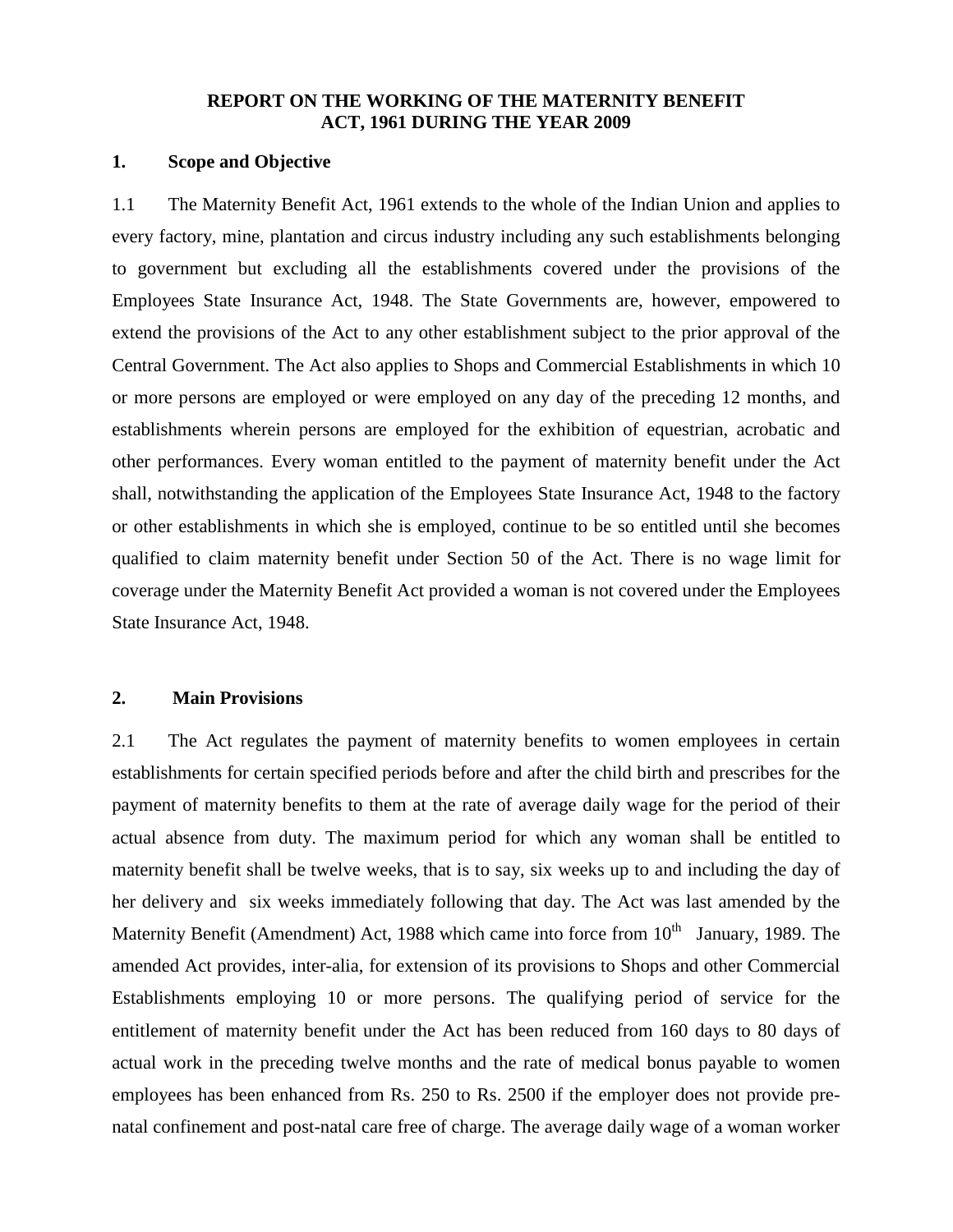# REPORT ON THE WORKING OF THE MATERNITY BENEFIT ACT, 1961 DURING THE YEAR 2009

## 1. Scope and Objective

1.1 The Maternity Benefit Act, 1961 extends to the whole of the Indian Union and applies to every factory, mine, plantation and circus industry including any such establishments belonging to government but excluding all the establishments covered under the provisions of the Employees State Insurance Act, 1948. The State Governments are, however, empowered to extend the provisions of the Act to any other establishment subject to the prior approval of the Central Government. The Act also applies to Shops and Commercial Establishments in which 10 or more persons are employed or were employed on any day of the preceding 12 months, and establishments wherein persons are employed for the exhibition of equestrian, acrobatic and other performances. Every woman entitled to the payment of maternity benefit under the Act shall, notwithstanding the application of the Employees State Insurance Act, 1948 to the factory or other establishments in which she is employed, continue to be so entitled until she becomes qualified to claim maternity benefit under Section 50 of the Act. There is no wage limit for coverage under the Maternity Benefit Act provided a woman is not covered under the Employees State Insurance Act, 1948.

## 2. Main Provisions

2.1 The Act regulates the payment of maternity benefits to women employees in certain establishments for certain specified periods before and after the child birth and prescribes for the payment of maternity benefits to them at the rate of average daily wage for the period of their actual absence from duty. The maximum period for which any woman shall be entitled to maternity benefit shall be twelve weeks, that is to say, six weeks up to and including the day of her delivery and six weeks immediately following that day. The Act was last amended by the Maternity Benefit (Amendment) Act, 1988 which came into force from 10th January, 1989. The amended Act provides, inter-alia, for extension of its provisions to Shops and other Commercial Establishments employing 10 or more persons. The qualifying period of service for the entitlement of maternity benefit under the Act has been reduced from 160 days to 80 days of actual work in the preceding twelve months and the rate of medical bonus payable to women employees has been enhanced from Rs. 250 to Rs. 2500 if the employer does not provide pre-natal confinement and post-natal care free of charge. The average daily wage of a woman worker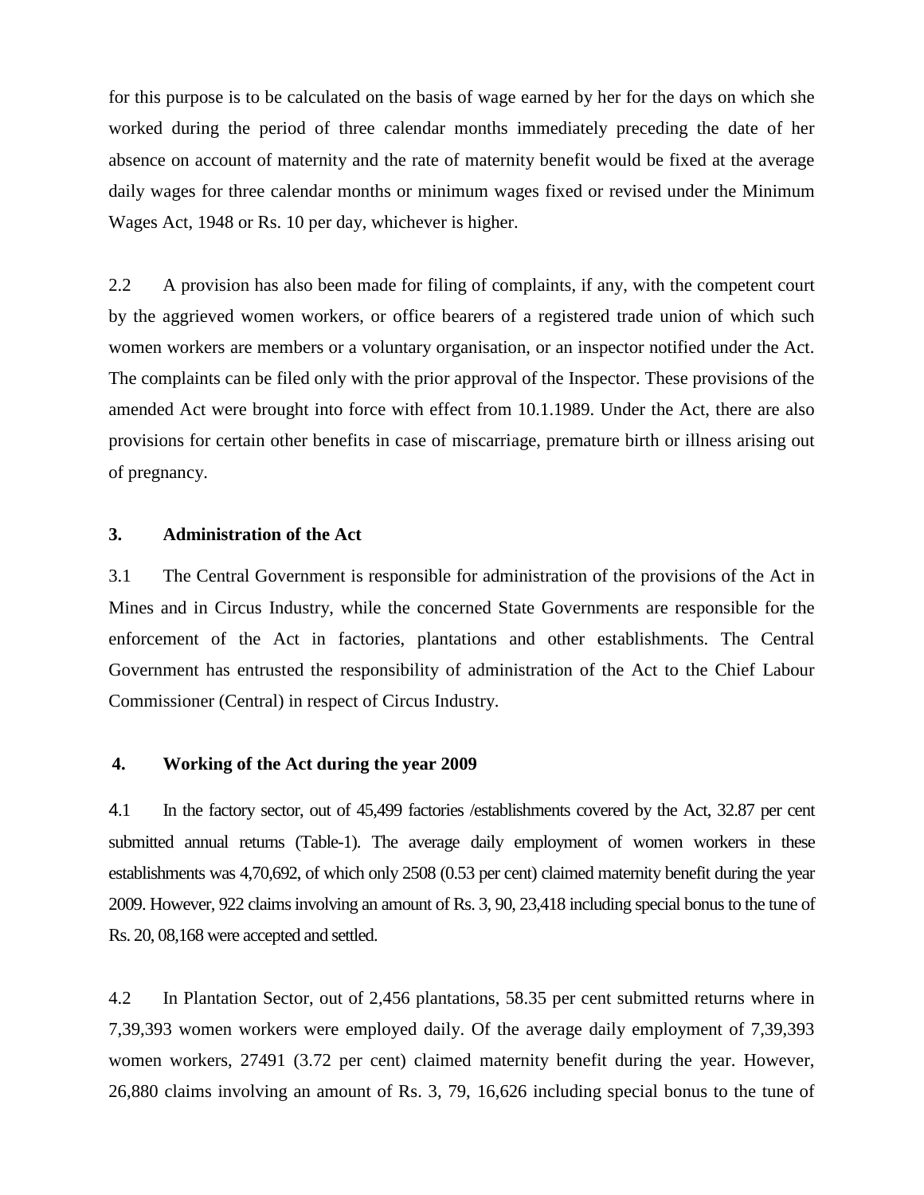for this purpose is to be calculated on the basis of wage earned by her for the days on which she worked during the period of three calendar months immediately preceding the date of her absence on account of maternity and the rate of maternity benefit would be fixed at the average daily wages for three calendar months or minimum wages fixed or revised under the Minimum Wages Act, 1948 or Rs. 10 per day, whichever is higher.

2.2 A provision has also been made for filing of complaints, if any, with the competent court by the aggrieved women workers, or office bearers of a registered trade union of which such women workers are members or a voluntary organisation, or an inspector notified under the Act. The complaints can be filed only with the prior approval of the Inspector. These provisions of the amended Act were brought into force with effect from 10.1.1989. Under the Act, there are also provisions for certain other benefits in case of miscarriage, premature birth or illness arising out of pregnancy.

## 3. Administration of the Act

3.1 The Central Government is responsible for administration of the provisions of the Act in Mines and in Circus Industry, while the concerned State Governments are responsible for the enforcement of the Act in factories, plantations and other establishments. The Central Government has entrusted the responsibility of administration of the Act to the Chief Labour Commissioner (Central) in respect of Circus Industry.

## 4. Working of the Act during the year 2009

4.1 In the factory sector, out of 45,499 factories /establishments covered by the Act, 32.87 per cent submitted annual returns (Table-1). The average daily employment of women workers in these establishments was 4,70,692, of which only 2508 (0.53 per cent) claimed maternity benefit during the year 2009. However, 922 claims involving an amount of Rs. 3, 90, 23,418 including special bonus to the tune of Rs. 20, 08,168 were accepted and settled.

4.2 In Plantation Sector, out of 2,456 plantations, 58.35 per cent submitted returns where in 7,39,393 women workers were employed daily. Of the average daily employment of 7,39,393 women workers, 27491 (3.72 per cent) claimed maternity benefit during the year. However, 26,880 claims involving an amount of Rs. 3, 79, 16,626 including special bonus to the tune of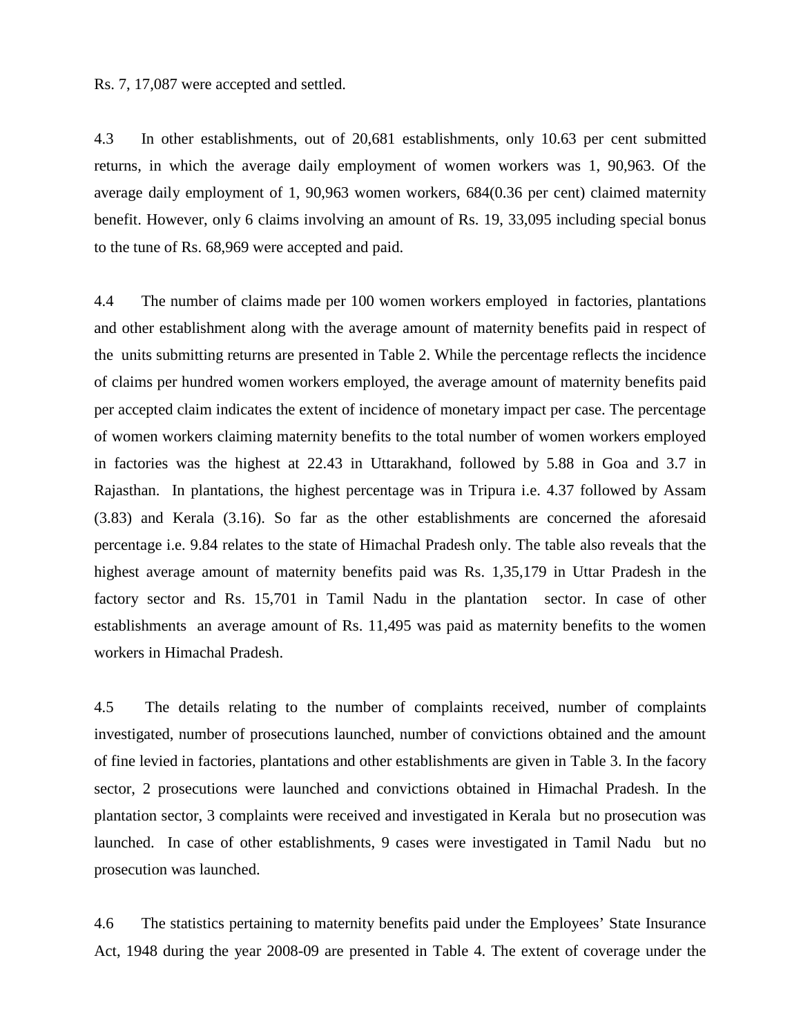Rs. 7, 17,087 were accepted and settled.

4.3 In other establishments, out of 20,681 establishments, only 10.63 per cent submitted returns, in which the average daily employment of women workers was 1, 90,963. Of the average daily employment of 1, 90,963 women workers, 684(0.36 per cent) claimed maternity benefit. However, only 6 claims involving an amount of Rs. 19, 33,095 including special bonus to the tune of Rs. 68,969 were accepted and paid.

4.4 The number of claims made per 100 women workers employed in factories, plantations and other establishment along with the average amount of maternity benefits paid in respect of the units submitting returns are presented in Table 2. While the percentage reflects the incidence of claims per hundred women workers employed, the average amount of maternity benefits paid per accepted claim indicates the extent of incidence of monetary impact per case. The percentage of women workers claiming maternity benefits to the total number of women workers employed in factories was the highest at 22.43 in Uttarakhand, followed by 5.88 in Goa and 3.7 in Rajasthan. In plantations, the highest percentage was in Tripura i.e. 4.37 followed by Assam (3.83) and Kerala (3.16). So far as the other establishments are concerned the aforesaid percentage i.e. 9.84 relates to the state of Himachal Pradesh only. The table also reveals that the highest average amount of maternity benefits paid was Rs. 1,35,179 in Uttar Pradesh in the factory sector and Rs. 15,701 in Tamil Nadu in the plantation sector. In case of other establishments an average amount of Rs. 11,495 was paid as maternity benefits to the women workers in Himachal Pradesh.

4.5 The details relating to the number of complaints received, number of complaints investigated, number of prosecutions launched, number of convictions obtained and the amount of fine levied in factories, plantations and other establishments are given in Table 3. In the facory sector, 2 prosecutions were launched and convictions obtained in Himachal Pradesh. In the plantation sector, 3 complaints were received and investigated in Kerala but no prosecution was launched. In case of other establishments, 9 cases were investigated in Tamil Nadu but no prosecution was launched.

4.6 The statistics pertaining to maternity benefits paid under the Employees' State Insurance Act, 1948 during the year 2008-09 are presented in Table 4. The extent of coverage under the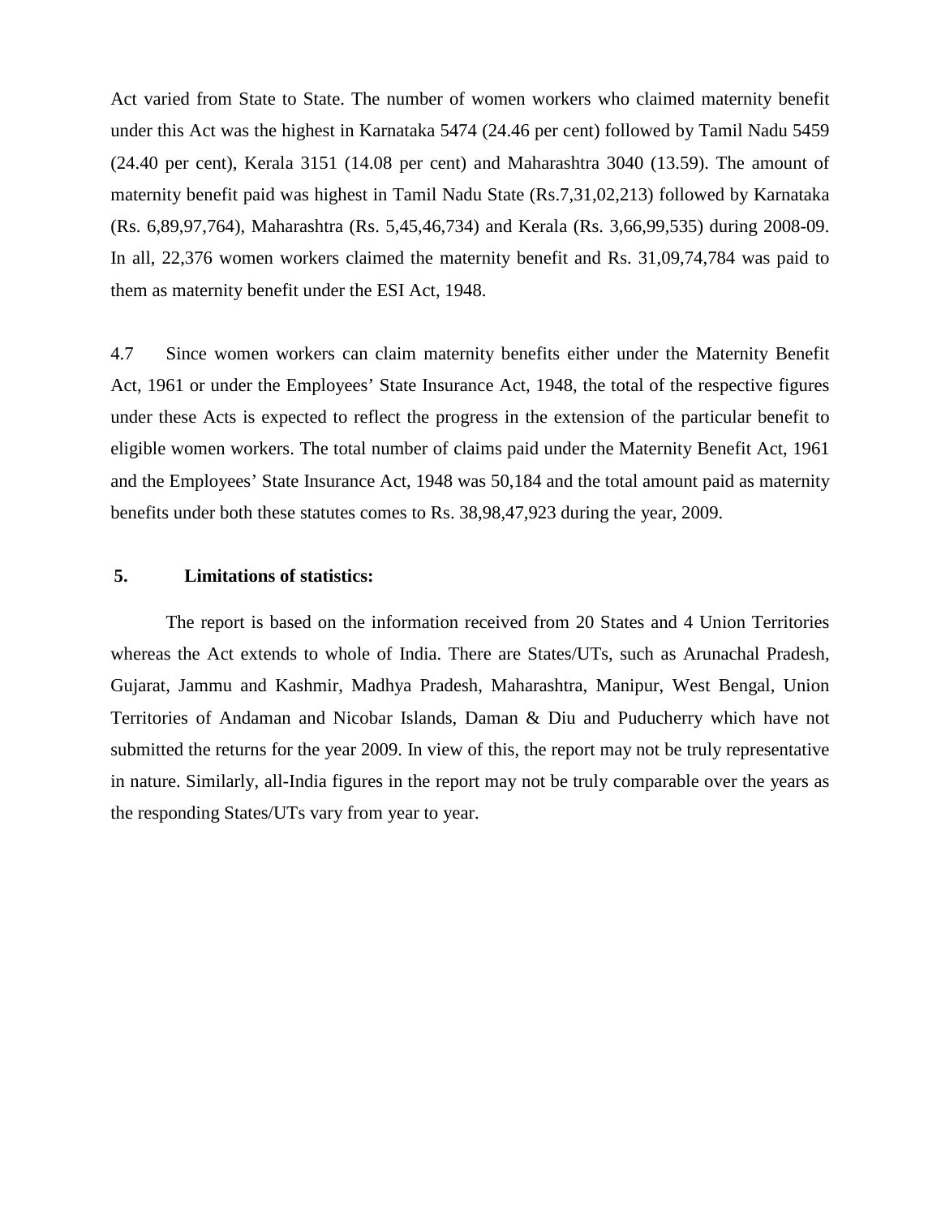Act varied from State to State. The number of women workers who claimed maternity benefit under this Act was the highest in Karnataka 5474 (24.46 per cent) followed by Tamil Nadu 5459 (24.40 per cent), Kerala 3151 (14.08 per cent) and Maharashtra 3040 (13.59). The amount of maternity benefit paid was highest in Tamil Nadu State (Rs.7,31,02,213) followed by Karnataka (Rs. 6,89,97,764), Maharashtra (Rs. 5,45,46,734) and Kerala (Rs. 3,66,99,535) during 2008-09. In all, 22,376 women workers claimed the maternity benefit and Rs. 31,09,74,784 was paid to them as maternity benefit under the ESI Act, 1948.

4.7 Since women workers can claim maternity benefits either under the Maternity Benefit Act, 1961 or under the Employees' State Insurance Act, 1948, the total of the respective figures under these Acts is expected to reflect the progress in the extension of the particular benefit to eligible women workers. The total number of claims paid under the Maternity Benefit Act, 1961 and the Employees' State Insurance Act, 1948 was 50,184 and the total amount paid as maternity benefits under both these statutes comes to Rs. 38,98,47,923 during the year, 2009.

## 5. Limitations of statistics:

The report is based on the information received from 20 States and 4 Union Territories whereas the Act extends to whole of India. There are States/UTs, such as Arunachal Pradesh, Gujarat, Jammu and Kashmir, Madhya Pradesh, Maharashtra, Manipur, West Bengal, Union Territories of Andaman and Nicobar Islands, Daman & Diu and Puducherry which have not submitted the returns for the year 2009. In view of this, the report may not be truly representative in nature. Similarly, all-India figures in the report may not be truly comparable over the years as the responding States/UTs vary from year to year.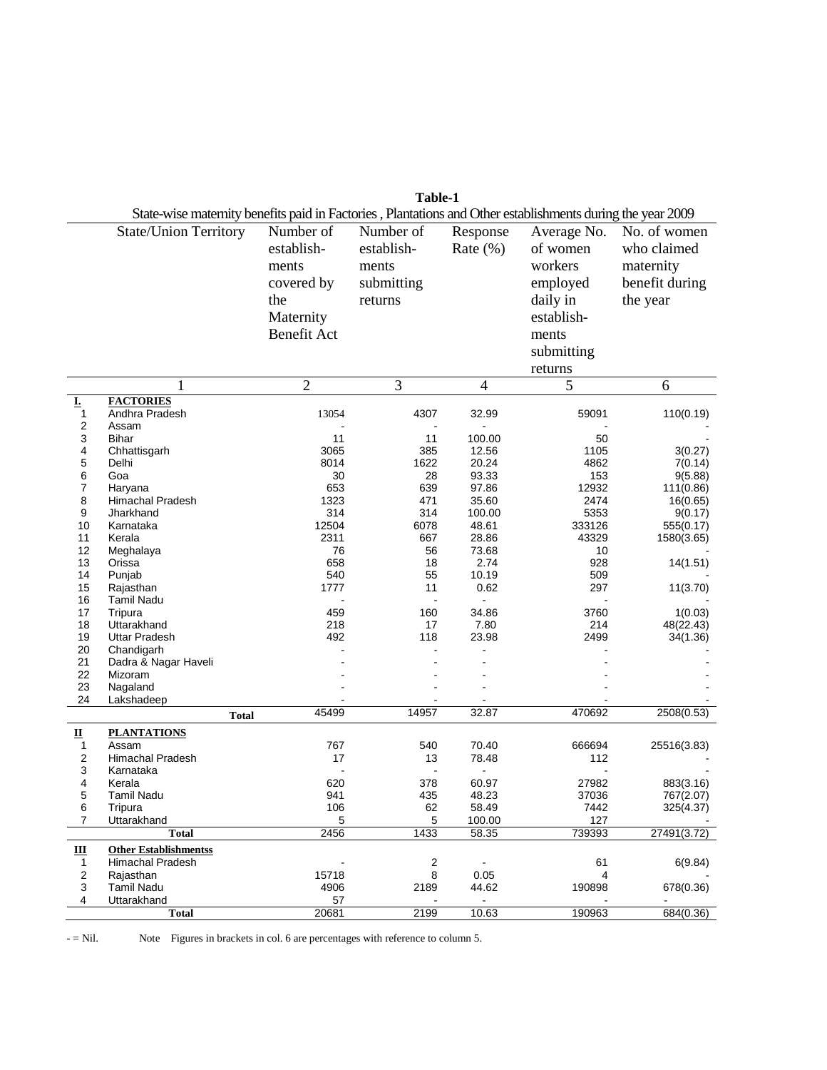**Table-1**

State-wise maternity benefits paid in Factories , Plantations and Other establishments during the year 2009

| | State/Union Territory | Number of establish-ments covered by the Maternity Benefit Act | Number of establish-ments submitting returns | Response Rate (%) | Average No. of women workers employed daily in establish-ments submitting returns | No. of women who claimed maternity benefit during the year |
|---|---|---|---|---|---|---|
| | 1 | 2 | 3 | 4 | 5 | 6 |
| **I.** | **FACTORIES** | | | | | |
| 1 | Andhra Pradesh | 13054 | 4307 | 32.99 | 59091 | 110(0.19) |
| 2 | Assam | - | - | - | - | - |
| 3 | Bihar | 11 | 11 | 100.00 | 50 | - |
| 4 | Chhattisgarh | 3065 | 385 | 12.56 | 1105 | 3(0.27) |
| 5 | Delhi | 8014 | 1622 | 20.24 | 4862 | 7(0.14) |
| 6 | Goa | 30 | 28 | 93.33 | 153 | 9(5.88) |
| 7 | Haryana | 653 | 639 | 97.86 | 12932 | 111(0.86) |
| 8 | Himachal Pradesh | 1323 | 471 | 35.60 | 2474 | 16(0.65) |
| 9 | Jharkhand | 314 | 314 | 100.00 | 5353 | 9(0.17) |
| 10 | Karnataka | 12504 | 6078 | 48.61 | 333126 | 555(0.17) |
| 11 | Kerala | 2311 | 667 | 28.86 | 43329 | 1580(3.65) |
| 12 | Meghalaya | 76 | 56 | 73.68 | 10 | - |
| 13 | Orissa | 658 | 18 | 2.74 | 928 | 14(1.51) |
| 14 | Punjab | 540 | 55 | 10.19 | 509 | - |
| 15 | Rajasthan | 1777 | 11 | 0.62 | 297 | 11(3.70) |
| 16 | Tamil Nadu | - | - | - | - | - |
| 17 | Tripura | 459 | 160 | 34.86 | 3760 | 1(0.03) |
| 18 | Uttarakhand | 218 | 17 | 7.80 | 214 | 48(22.43) |
| 19 | Uttar Pradesh | 492 | 118 | 23.98 | 2499 | 34(1.36) |
| 20 | Chandigarh | - | - | - | - | - |
| 21 | Dadra & Nagar Haveli | - | - | - | - | - |
| 22 | Mizoram | - | - | - | - | - |
| 23 | Nagaland | - | - | - | - | - |
| 24 | Lakshadeep | - | - | - | - | - |
| | **Total** | 45499 | 14957 | 32.87 | 470692 | 2508(0.53) |
| **II** | **PLANTATIONS** | | | | | |
| 1 | Assam | 767 | 540 | 70.40 | 666694 | 25516(3.83) |
| 2 | Himachal Pradesh | 17 | 13 | 78.48 | 112 | - |
| 3 | Karnataka | - | - | - | - | - |
| 4 | Kerala | 620 | 378 | 60.97 | 27982 | 883(3.16) |
| 5 | Tamil Nadu | 941 | 435 | 48.23 | 37036 | 767(2.07) |
| 6 | Tripura | 106 | 62 | 58.49 | 7442 | 325(4.37) |
| 7 | Uttarakhand | 5 | 5 | 100.00 | 127 | - |
| | **Total** | 2456 | 1433 | 58.35 | 739393 | 27491(3.72) |
| **III** | **Other Establishmentss** | | | | | |
| 1 | Himachal Pradesh | - | 2 | - | 61 | 6(9.84) |
| 2 | Rajasthan | 15718 | 8 | 0.05 | 4 | - |
| 3 | Tamil Nadu | 4906 | 2189 | 44.62 | 190898 | 678(0.36) |
| 4 | Uttarakhand | 57 | - | - | - | - |
| | **Total** | 20681 | 2199 | 10.63 | 190963 | 684(0.36) |

- = Nil. Note Figures in brackets in col. 6 are percentages with reference to column 5.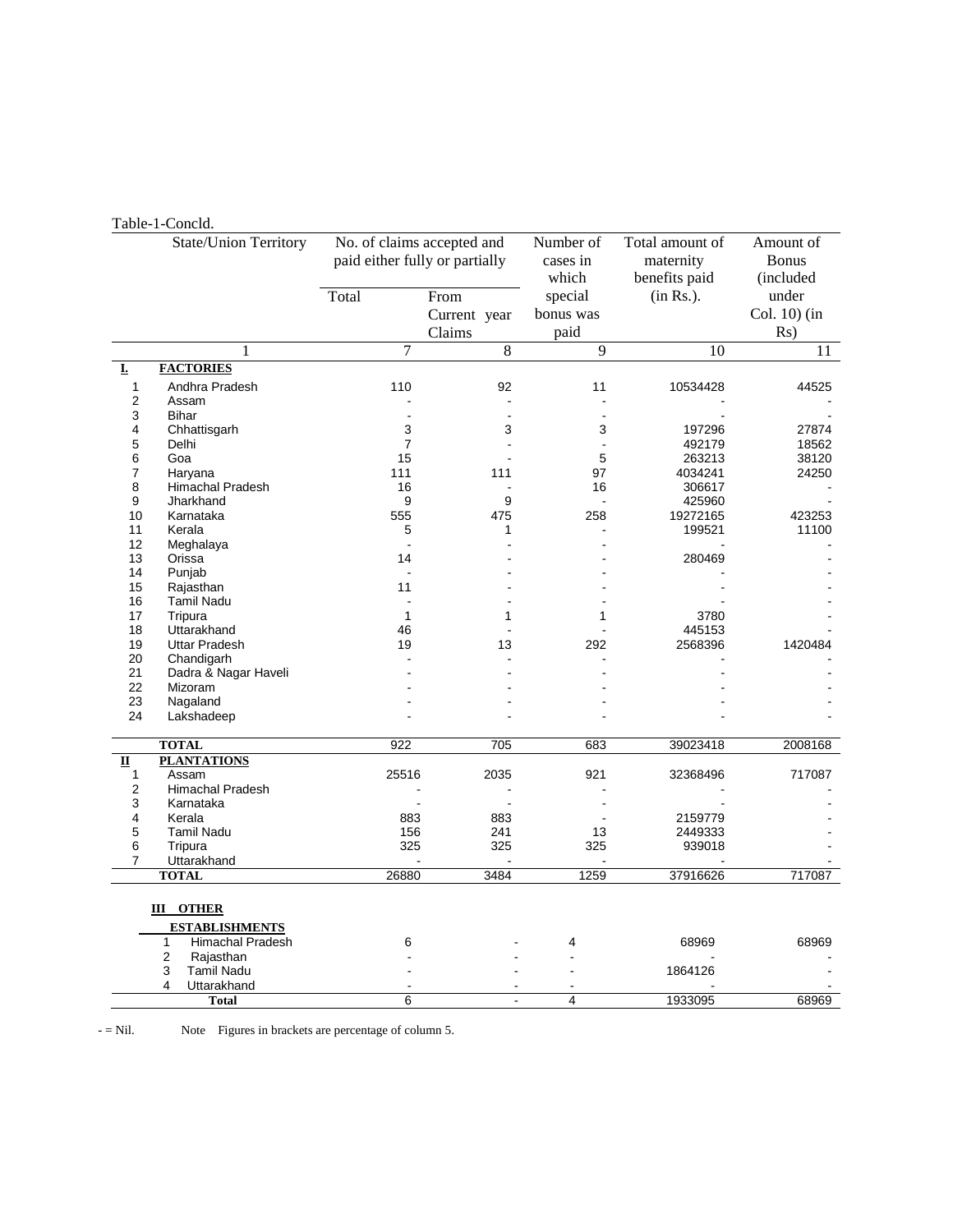Table-1-Concld.

| | State/Union Territory | No. of claims accepted and paid either fully or partially | | Number of cases in which special bonus was paid | Total amount of maternity benefits paid (in Rs.). | Amount of Bonus (included under Col. 10) (in Rs) |
|---|---|---|---|---|---|---|
| | | Total | From Current year Claims | | | |
| | 1 | 7 | 8 | 9 | 10 | 11 |
| **I.** | **FACTORIES** | | | | | |
| 1 | Andhra Pradesh | 110 | 92 | 11 | 10534428 | 44525 |
| 2 | Assam | - | - | - | - | - |
| 3 | Bihar | - | - | - | - | - |
| 4 | Chhattisgarh | 3 | 3 | 3 | 197296 | 27874 |
| 5 | Delhi | 7 | - | - | 492179 | 18562 |
| 6 | Goa | 15 | - | 5 | 263213 | 38120 |
| 7 | Haryana | 111 | 111 | 97 | 4034241 | 24250 |
| 8 | Himachal Pradesh | 16 | - | 16 | 306617 | - |
| 9 | Jharkhand | 9 | 9 | - | 425960 | - |
| 10 | Karnataka | 555 | 475 | 258 | 19272165 | 423253 |
| 11 | Kerala | 5 | 1 | - | 199521 | 11100 |
| 12 | Meghalaya | - | - | - | - | - |
| 13 | Orissa | 14 | - | - | 280469 | - |
| 14 | Punjab | - | - | - | - | - |
| 15 | Rajasthan | 11 | - | - | - | - |
| 16 | Tamil Nadu | - | - | - | - | - |
| 17 | Tripura | 1 | 1 | 1 | 3780 | - |
| 18 | Uttarakhand | 46 | - | - | 445153 | - |
| 19 | Uttar Pradesh | 19 | 13 | 292 | 2568396 | 1420484 |
| 20 | Chandigarh | - | - | - | - | - |
| 21 | Dadra & Nagar Haveli | - | - | - | - | - |
| 22 | Mizoram | - | - | - | - | - |
| 23 | Nagaland | - | - | - | - | - |
| 24 | Lakshadeep | - | - | - | - | - |
| | **TOTAL** | 922 | 705 | 683 | 39023418 | 2008168 |
| **II** | **PLANTATIONS** | | | | | |
| 1 | Assam | 25516 | 2035 | 921 | 32368496 | 717087 |
| 2 | Himachal Pradesh | - | - | - | - | - |
| 3 | Karnataka | - | - | - | - | - |
| 4 | Kerala | 883 | 883 | - | 2159779 | - |
| 5 | Tamil Nadu | 156 | 241 | 13 | 2449333 | - |
| 6 | Tripura | 325 | 325 | 325 | 939018 | - |
| 7 | Uttarakhand | - | - | - | - | - |
| | **TOTAL** | 26880 | 3484 | 1259 | 37916626 | 717087 |
| **III** | **OTHER ESTABLISHMENTS** | | | | | |
| 1 | Himachal Pradesh | 6 | - | 4 | 68969 | 68969 |
| 2 | Rajasthan | - | - | - | - | - |
| 3 | Tamil Nadu | - | - | - | 1864126 | - |
| 4 | Uttarakhand | - | - | - | - | - |
| | **Total** | 6 | - | 4 | 1933095 | 68969 |

- = Nil.     Note  Figures in brackets are percentage of column 5.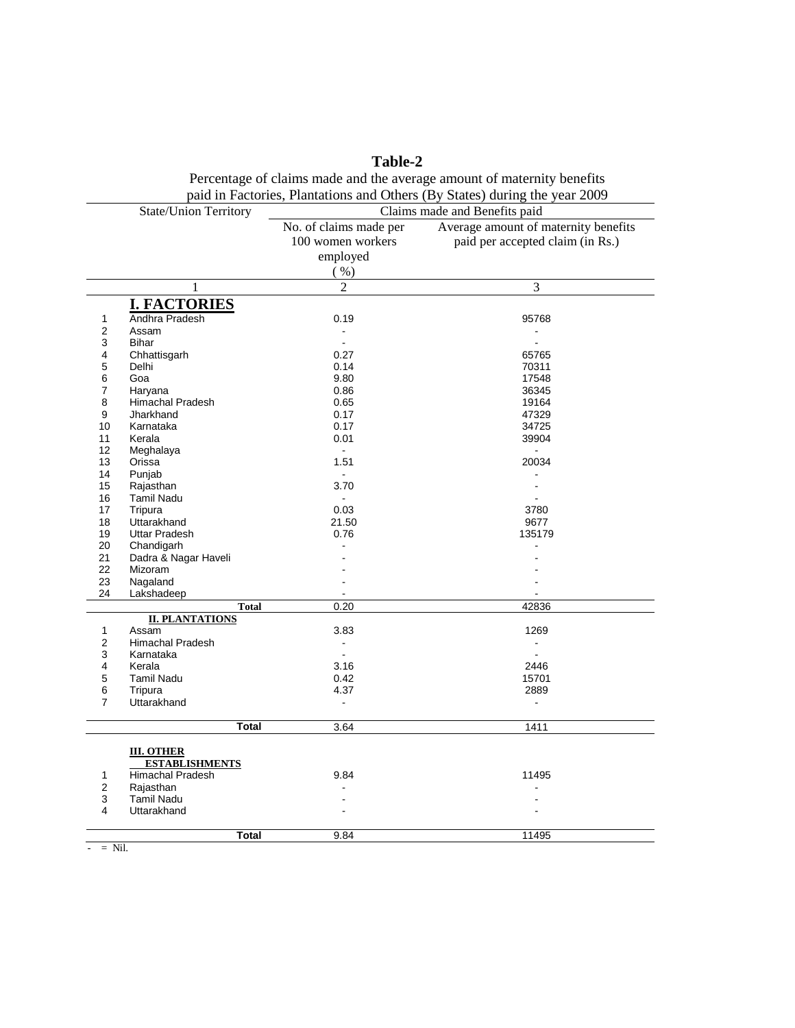**Table-2**

Percentage of claims made and the average amount of maternity benefits paid in Factories, Plantations and Others (By States) during the year 2009

| | State/Union Territory | Claims made and Benefits paid | |
|---|---|---|---|
| | | No. of claims made per 100 women workers employed ( %) | Average amount of maternity benefits paid per accepted claim (in Rs.) |
| | 1 | 2 | 3 |
| | **I. FACTORIES** | | |
| 1 | Andhra Pradesh | 0.19 | 95768 |
| 2 | Assam | - | - |
| 3 | Bihar | - | - |
| 4 | Chhattisgarh | 0.27 | 65765 |
| 5 | Delhi | 0.14 | 70311 |
| 6 | Goa | 9.80 | 17548 |
| 7 | Haryana | 0.86 | 36345 |
| 8 | Himachal Pradesh | 0.65 | 19164 |
| 9 | Jharkhand | 0.17 | 47329 |
| 10 | Karnataka | 0.17 | 34725 |
| 11 | Kerala | 0.01 | 39904 |
| 12 | Meghalaya | - | - |
| 13 | Orissa | 1.51 | 20034 |
| 14 | Punjab | - | - |
| 15 | Rajasthan | 3.70 | - |
| 16 | Tamil Nadu | - | - |
| 17 | Tripura | 0.03 | 3780 |
| 18 | Uttarakhand | 21.50 | 9677 |
| 19 | Uttar Pradesh | 0.76 | 135179 |
| 20 | Chandigarh | - | - |
| 21 | Dadra & Nagar Haveli | - | - |
| 22 | Mizoram | - | - |
| 23 | Nagaland | - | - |
| 24 | Lakshadeep | - | - |
| | **Total** | 0.20 | 42836 |
| | **II. PLANTATIONS** | | |
| 1 | Assam | 3.83 | 1269 |
| 2 | Himachal Pradesh | - | - |
| 3 | Karnataka | - | - |
| 4 | Kerala | 3.16 | 2446 |
| 5 | Tamil Nadu | 0.42 | 15701 |
| 6 | Tripura | 4.37 | 2889 |
| 7 | Uttarakhand | - | - |
| | **Total** | 3.64 | 1411 |
| | **III. OTHER ESTABLISHMENTS** | | |
| 1 | Himachal Pradesh | 9.84 | 11495 |
| 2 | Rajasthan | - | - |
| 3 | Tamil Nadu | - | - |
| 4 | Uttarakhand | - | - |
| | **Total** | 9.84 | 11495 |

- = Nil.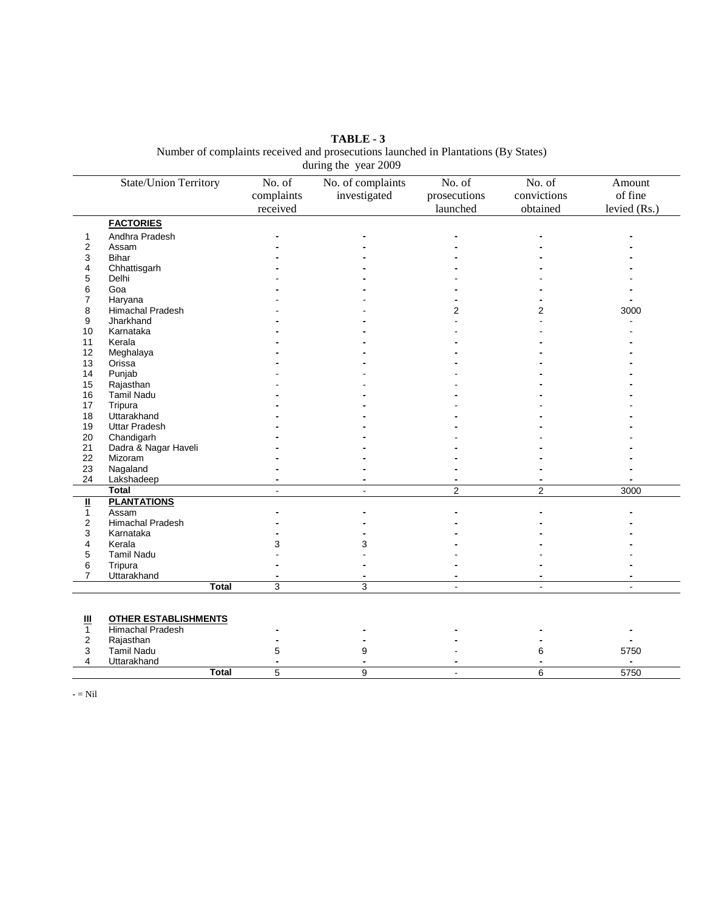**TABLE - 3**

Number of complaints received and prosecutions launched in Plantations (By States) during the year 2009

| | State/Union Territory | No. of complaints received | No. of complaints investigated | No. of prosecutions launched | No. of convictions obtained | Amount of fine levied (Rs.) |
|---|---|---|---|---|---|---|
| | **FACTORIES** | | | | | |
| 1 | Andhra Pradesh | - | - | - | - | - |
| 2 | Assam | - | - | - | - | - |
| 3 | Bihar | - | - | - | - | - |
| 4 | Chhattisgarh | - | - | - | - | - |
| 5 | Delhi | - | - | - | - | - |
| 6 | Goa | - | - | - | - | - |
| 7 | Haryana | - | - | - | - | - |
| 8 | Himachal Pradesh | - | - | 2 | 2 | 3000 |
| 9 | Jharkhand | - | - | - | - | - |
| 10 | Karnataka | - | - | - | - | - |
| 11 | Kerala | - | - | - | - | - |
| 12 | Meghalaya | - | - | - | - | - |
| 13 | Orissa | - | - | - | - | - |
| 14 | Punjab | - | - | - | - | - |
| 15 | Rajasthan | - | - | - | - | - |
| 16 | Tamil Nadu | - | - | - | - | - |
| 17 | Tripura | - | - | - | - | - |
| 18 | Uttarakhand | - | - | - | - | - |
| 19 | Uttar Pradesh | - | - | - | - | - |
| 20 | Chandigarh | - | - | - | - | - |
| 21 | Dadra & Nagar Haveli | - | - | - | - | - |
| 22 | Mizoram | - | - | - | - | - |
| 23 | Nagaland | - | - | - | - | - |
| 24 | Lakshadeep | - | - | - | - | - |
| | **Total** | - | - | 2 | 2 | 3000 |
| **II** | **PLANTATIONS** | | | | | |
| 1 | Assam | - | - | - | - | - |
| 2 | Himachal Pradesh | - | - | - | - | - |
| 3 | Karnataka | - | - | - | - | - |
| 4 | Kerala | 3 | 3 | - | - | - |
| 5 | Tamil Nadu | - | - | - | - | - |
| 6 | Tripura | - | - | - | - | - |
| 7 | Uttarakhand | - | - | - | - | - |
| | **Total** | 3 | 3 | - | - | - |
| **III** | **OTHER ESTABLISHMENTS** | | | | | |
| 1 | Himachal Pradesh | - | - | - | - | - |
| 2 | Rajasthan | - | - | - | - | - |
| 3 | Tamil Nadu | 5 | 9 | - | 6 | 5750 |
| 4 | Uttarakhand | - | - | - | - | - |
| | **Total** | 5 | 9 | - | 6 | 5750 |

- = Nil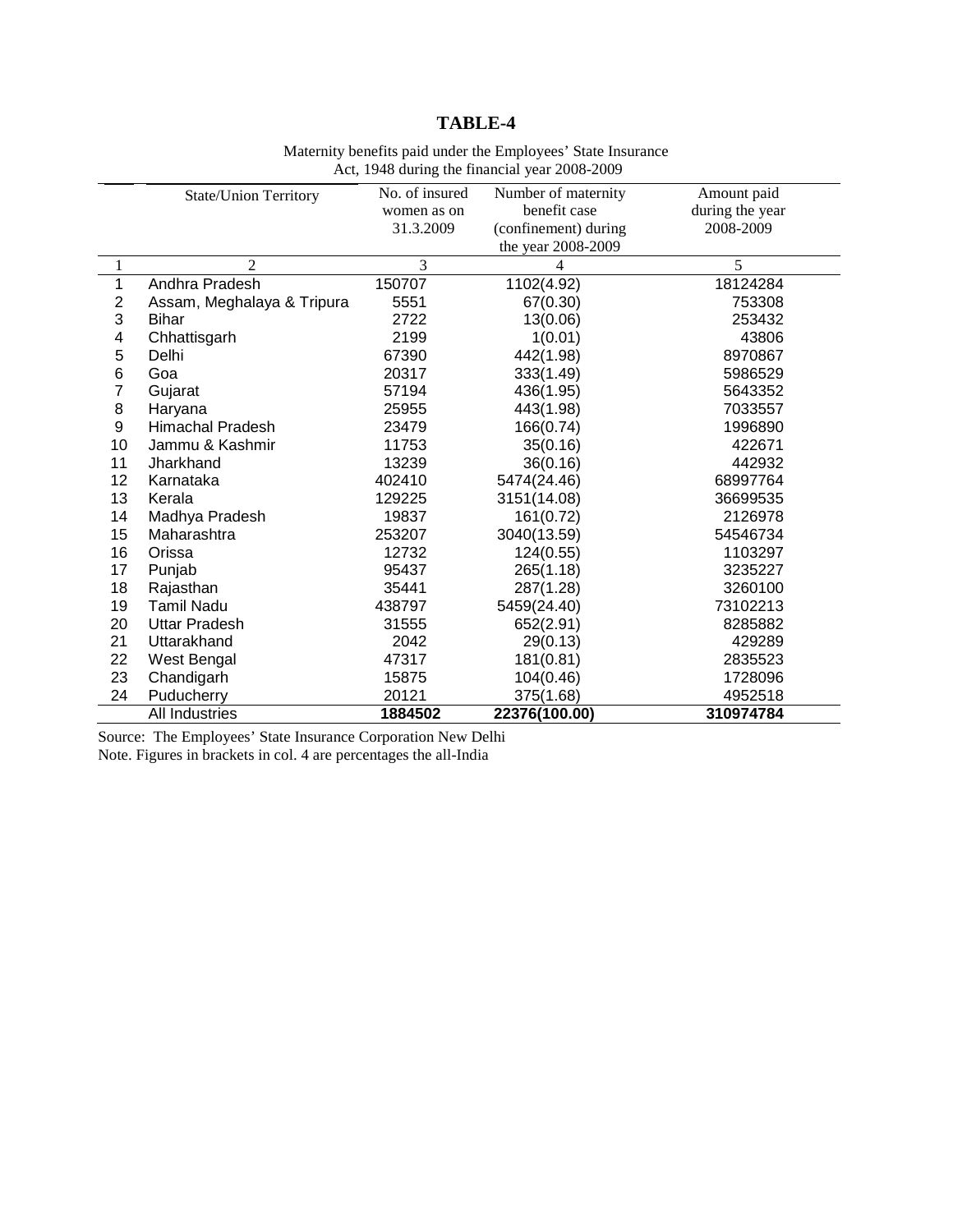## TABLE-4

Maternity benefits paid under the Employees' State Insurance Act, 1948 during the financial year 2008-2009

| | State/Union Territory | No. of insured women as on 31.3.2009 | Number of maternity benefit case (confinement) during the year 2008-2009 | Amount paid during the year 2008-2009 |
|---|---|---|---|---|
| 1 | 2 | 3 | 4 | 5 |
| 1 | Andhra Pradesh | 150707 | 1102(4.92) | 18124284 |
| 2 | Assam, Meghalaya & Tripura | 5551 | 67(0.30) | 753308 |
| 3 | Bihar | 2722 | 13(0.06) | 253432 |
| 4 | Chhattisgarh | 2199 | 1(0.01) | 43806 |
| 5 | Delhi | 67390 | 442(1.98) | 8970867 |
| 6 | Goa | 20317 | 333(1.49) | 5986529 |
| 7 | Gujarat | 57194 | 436(1.95) | 5643352 |
| 8 | Haryana | 25955 | 443(1.98) | 7033557 |
| 9 | Himachal Pradesh | 23479 | 166(0.74) | 1996890 |
| 10 | Jammu & Kashmir | 11753 | 35(0.16) | 422671 |
| 11 | Jharkhand | 13239 | 36(0.16) | 442932 |
| 12 | Karnataka | 402410 | 5474(24.46) | 68997764 |
| 13 | Kerala | 129225 | 3151(14.08) | 36699535 |
| 14 | Madhya Pradesh | 19837 | 161(0.72) | 2126978 |
| 15 | Maharashtra | 253207 | 3040(13.59) | 54546734 |
| 16 | Orissa | 12732 | 124(0.55) | 1103297 |
| 17 | Punjab | 95437 | 265(1.18) | 3235227 |
| 18 | Rajasthan | 35441 | 287(1.28) | 3260100 |
| 19 | Tamil Nadu | 438797 | 5459(24.40) | 73102213 |
| 20 | Uttar Pradesh | 31555 | 652(2.91) | 8285882 |
| 21 | Uttarakhand | 2042 | 29(0.13) | 429289 |
| 22 | West Bengal | 47317 | 181(0.81) | 2835523 |
| 23 | Chandigarh | 15875 | 104(0.46) | 1728096 |
| 24 | Puducherry | 20121 | 375(1.68) | 4952518 |
| | All Industries | **1884502** | **22376(100.00)** | **310974784** |

Source: The Employees' State Insurance Corporation New Delhi

Note. Figures in brackets in col. 4 are percentages the all-India